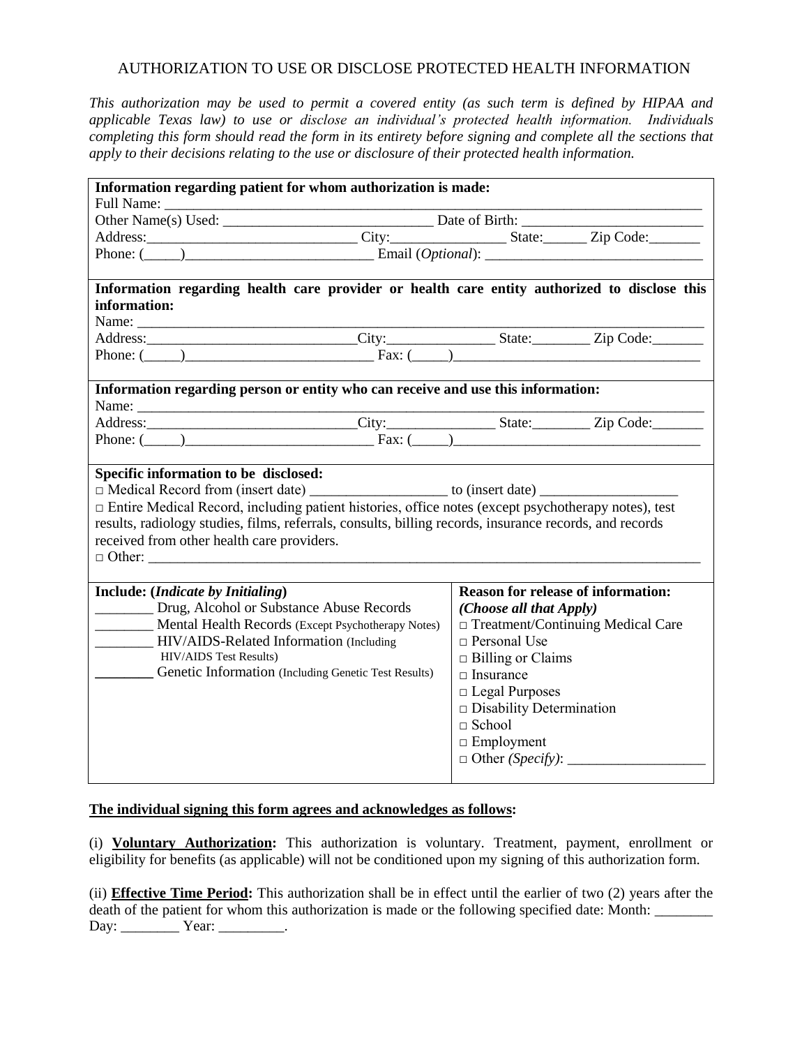AUTHORIZATION TO USE OR DISCLOSE PROTECTED HEALTH INFORMATION

*This authorization may be used to permit a covered entity (as such term is defined by HIPAA and applicable Texas law) to use or disclose an individual's protected health information. Individuals completing this form should read the form in its entirety before signing and complete all the sections that apply to their decisions relating to the use or disclosure of their protected health information.*

**Information regarding patient for whom authorization is made:**

Full Name: ______________________________________________________________________________

Other Name(s) Used: ______________________________ Date of Birth: _________________________

Address:_____________________________ City:________________ State:______ Zip Code:_______

Phone: (_____)__________________________ Email (*Optional*): ______________________________

**Information regarding health care provider or health care entity authorized to disclose this information:**

Name: _______________________________________________________________________________

Address:_____________________________City:_______________ State:________ Zip Code:_______

Phone: (_____)__________________________ Fax: (_____)__________________________________

**Information regarding person or entity who can receive and use this information:**

Name: _______________________________________________________________________________

Address:_____________________________City:_______________ State:________ Zip Code:_______

Phone: (_____)__________________________ Fax: (_____)__________________________________

**Specific information to be disclosed:**

□ Medical Record from (insert date) ___________________ to (insert date) ___________________

□ Entire Medical Record, including patient histories, office notes (except psychotherapy notes), test results, radiology studies, films, referrals, consults, billing records, insurance records, and records received from other health care providers.

□ Other: _____________________________________________________________________________

| **Include: (*Indicate by Initialing*)** | **Reason for release of information:** *(Choose all that Apply)* |
|---|---|
| ________ Drug, Alcohol or Substance Abuse Records | □ Treatment/Continuing Medical Care |
| ________ Mental Health Records (Except Psychotherapy Notes) | □ Personal Use |
| ________ HIV/AIDS-Related Information (Including HIV/AIDS Test Results) | □ Billing or Claims |
| ________ Genetic Information (Including Genetic Test Results) | □ Insurance |
| | □ Legal Purposes |
| | □ Disability Determination |
| | □ School |
| | □ Employment |
| | □ Other *(Specify)*: ___________________ |

**The individual signing this form agrees and acknowledges as follows:**

(i) **Voluntary Authorization:** This authorization is voluntary. Treatment, payment, enrollment or eligibility for benefits (as applicable) will not be conditioned upon my signing of this authorization form.

(ii) **Effective Time Period:** This authorization shall be in effect until the earlier of two (2) years after the death of the patient for whom this authorization is made or the following specified date: Month: ________ Day: ________ Year: _________.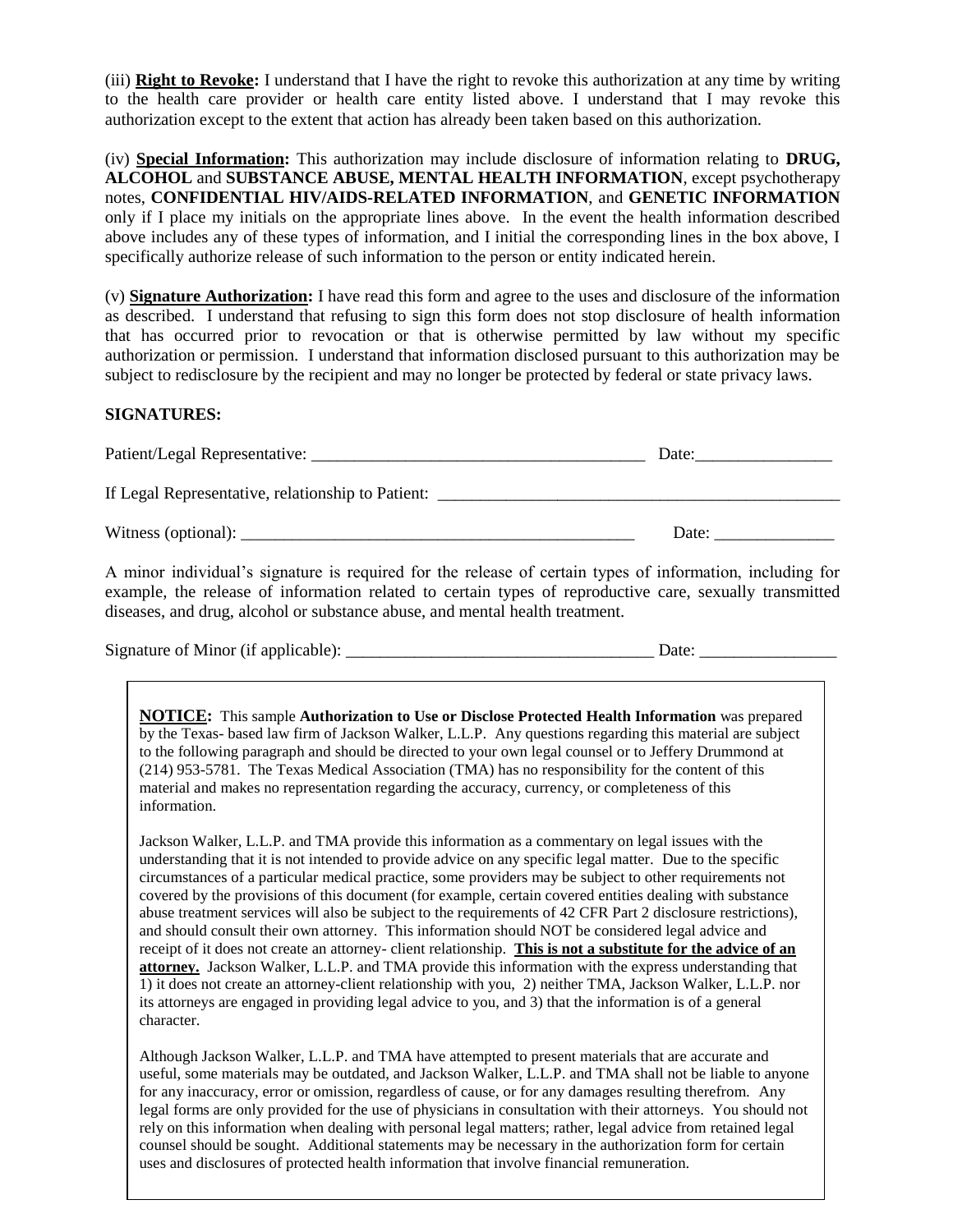(iii) **Right to Revoke:** I understand that I have the right to revoke this authorization at any time by writing to the health care provider or health care entity listed above. I understand that I may revoke this authorization except to the extent that action has already been taken based on this authorization.

(iv) **Special Information:** This authorization may include disclosure of information relating to **DRUG, ALCOHOL** and **SUBSTANCE ABUSE, MENTAL HEALTH INFORMATION**, except psychotherapy notes, **CONFIDENTIAL HIV/AIDS-RELATED INFORMATION**, and **GENETIC INFORMATION** only if I place my initials on the appropriate lines above. In the event the health information described above includes any of these types of information, and I initial the corresponding lines in the box above, I specifically authorize release of such information to the person or entity indicated herein.

(v) **Signature Authorization:** I have read this form and agree to the uses and disclosure of the information as described. I understand that refusing to sign this form does not stop disclosure of health information that has occurred prior to revocation or that is otherwise permitted by law without my specific authorization or permission. I understand that information disclosed pursuant to this authorization may be subject to redisclosure by the recipient and may no longer be protected by federal or state privacy laws.

**SIGNATURES:**

Patient/Legal Representative: ________________________________________ Date:________________

If Legal Representative, relationship to Patient: __________________________________________________

Witness (optional): _______________________________________________ Date: ______________

A minor individual's signature is required for the release of certain types of information, including for example, the release of information related to certain types of reproductive care, sexually transmitted diseases, and drug, alcohol or substance abuse, and mental health treatment.

Signature of Minor (if applicable): ____________________________________ Date: ________________

**NOTICE:** This sample **Authorization to Use or Disclose Protected Health Information** was prepared by the Texas- based law firm of Jackson Walker, L.L.P. Any questions regarding this material are subject to the following paragraph and should be directed to your own legal counsel or to Jeffery Drummond at (214) 953-5781. The Texas Medical Association (TMA) has no responsibility for the content of this material and makes no representation regarding the accuracy, currency, or completeness of this information.

Jackson Walker, L.L.P. and TMA provide this information as a commentary on legal issues with the understanding that it is not intended to provide advice on any specific legal matter. Due to the specific circumstances of a particular medical practice, some providers may be subject to other requirements not covered by the provisions of this document (for example, certain covered entities dealing with substance abuse treatment services will also be subject to the requirements of 42 CFR Part 2 disclosure restrictions), and should consult their own attorney. This information should NOT be considered legal advice and receipt of it does not create an attorney- client relationship. **This is not a substitute for the advice of an attorney.** Jackson Walker, L.L.P. and TMA provide this information with the express understanding that 1) it does not create an attorney-client relationship with you, 2) neither TMA, Jackson Walker, L.L.P. nor its attorneys are engaged in providing legal advice to you, and 3) that the information is of a general character.

Although Jackson Walker, L.L.P. and TMA have attempted to present materials that are accurate and useful, some materials may be outdated, and Jackson Walker, L.L.P. and TMA shall not be liable to anyone for any inaccuracy, error or omission, regardless of cause, or for any damages resulting therefrom. Any legal forms are only provided for the use of physicians in consultation with their attorneys. You should not rely on this information when dealing with personal legal matters; rather, legal advice from retained legal counsel should be sought. Additional statements may be necessary in the authorization form for certain uses and disclosures of protected health information that involve financial remuneration.